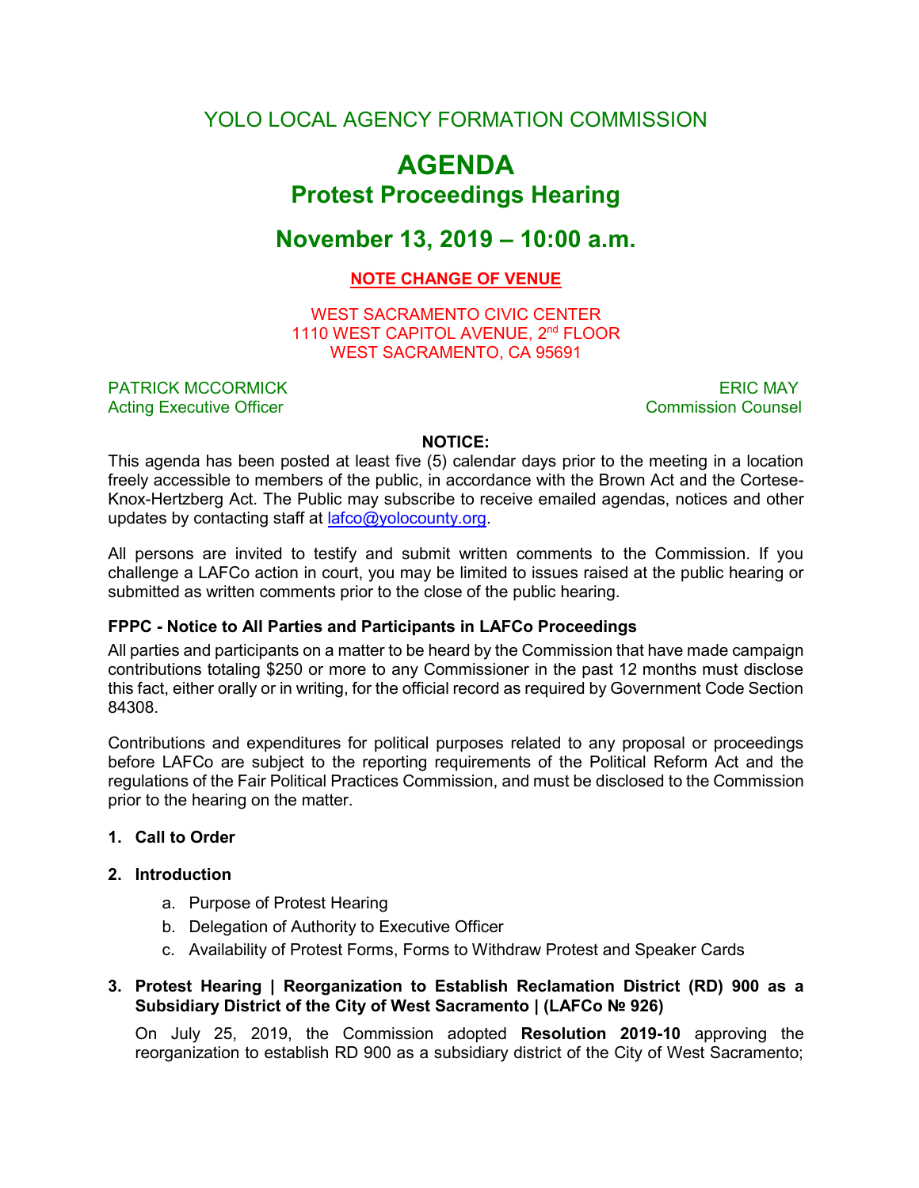# YOLO LOCAL AGENCY FORMATION COMMISSION

# AGENDA

## Protest Proceedings Hearing

## November 13, 2019 – 10:00 a.m.

**NOTE CHANGE OF VENUE**

WEST SACRAMENTO CIVIC CENTER
1110 WEST CAPITOL AVENUE, 2nd FLOOR
WEST SACRAMENTO, CA 95691

PATRICK MCCORMICK
Acting Executive Officer

ERIC MAY
Commission Counsel

**NOTICE:**

This agenda has been posted at least five (5) calendar days prior to the meeting in a location freely accessible to members of the public, in accordance with the Brown Act and the Cortese-Knox-Hertzberg Act. The Public may subscribe to receive emailed agendas, notices and other updates by contacting staff at lafco@yolocounty.org.

All persons are invited to testify and submit written comments to the Commission. If you challenge a LAFCo action in court, you may be limited to issues raised at the public hearing or submitted as written comments prior to the close of the public hearing.

**FPPC - Notice to All Parties and Participants in LAFCo Proceedings**

All parties and participants on a matter to be heard by the Commission that have made campaign contributions totaling $250 or more to any Commissioner in the past 12 months must disclose this fact, either orally or in writing, for the official record as required by Government Code Section 84308.

Contributions and expenditures for political purposes related to any proposal or proceedings before LAFCo are subject to the reporting requirements of the Political Reform Act and the regulations of the Fair Political Practices Commission, and must be disclosed to the Commission prior to the hearing on the matter.

1. **Call to Order**

2. **Introduction**
   a. Purpose of Protest Hearing
   b. Delegation of Authority to Executive Officer
   c. Availability of Protest Forms, Forms to Withdraw Protest and Speaker Cards

3. **Protest Hearing | Reorganization to Establish Reclamation District (RD) 900 as a Subsidiary District of the City of West Sacramento | (LAFCo № 926)**

   On July 25, 2019, the Commission adopted **Resolution 2019-10** approving the reorganization to establish RD 900 as a subsidiary district of the City of West Sacramento;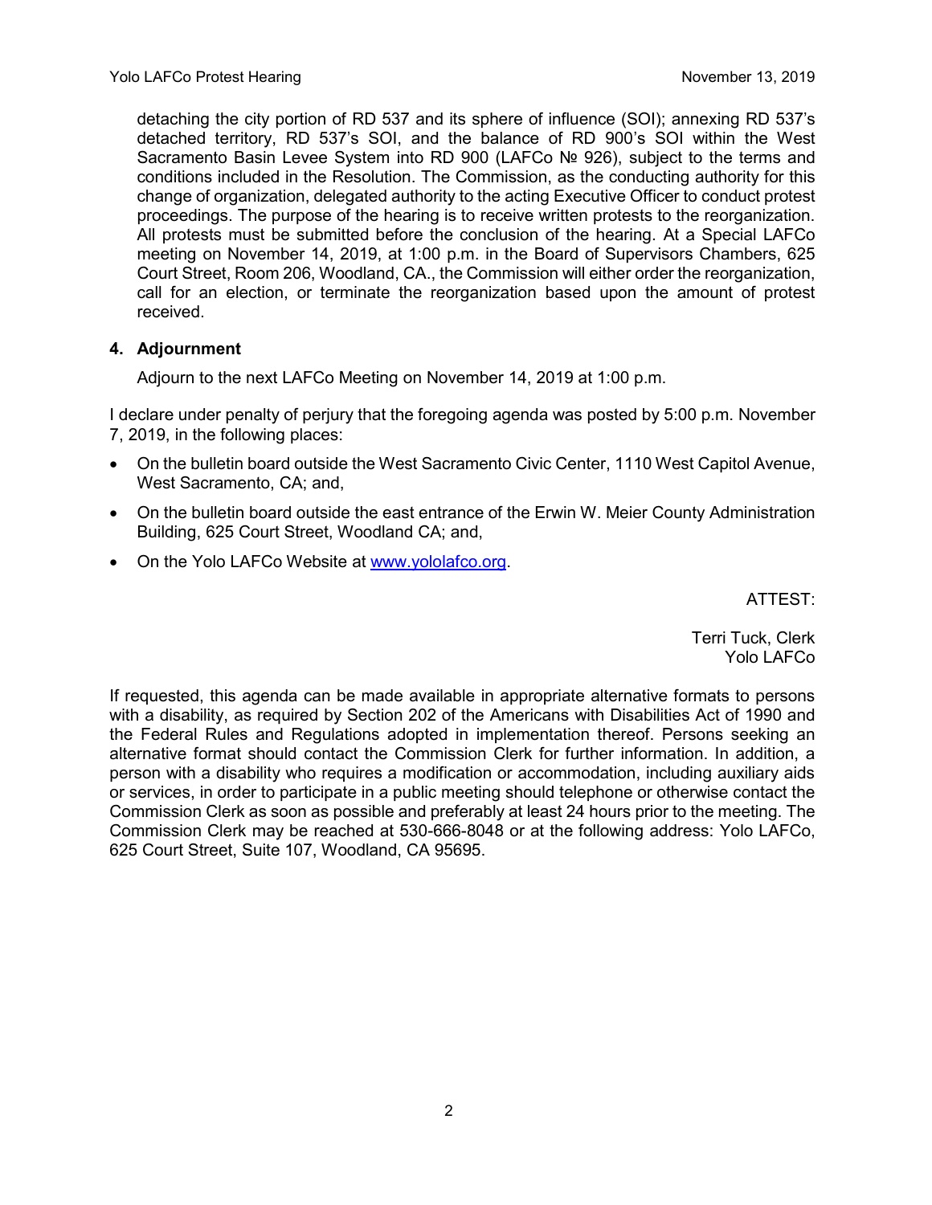detaching the city portion of RD 537 and its sphere of influence (SOI); annexing RD 537's detached territory, RD 537's SOI, and the balance of RD 900's SOI within the West Sacramento Basin Levee System into RD 900 (LAFCo № 926), subject to the terms and conditions included in the Resolution. The Commission, as the conducting authority for this change of organization, delegated authority to the acting Executive Officer to conduct protest proceedings. The purpose of the hearing is to receive written protests to the reorganization. All protests must be submitted before the conclusion of the hearing. At a Special LAFCo meeting on November 14, 2019, at 1:00 p.m. in the Board of Supervisors Chambers, 625 Court Street, Room 206, Woodland, CA., the Commission will either order the reorganization, call for an election, or terminate the reorganization based upon the amount of protest received.

**4. Adjournment**

Adjourn to the next LAFCo Meeting on November 14, 2019 at 1:00 p.m.

I declare under penalty of perjury that the foregoing agenda was posted by 5:00 p.m. November 7, 2019, in the following places:

- On the bulletin board outside the West Sacramento Civic Center, 1110 West Capitol Avenue, West Sacramento, CA; and,
- On the bulletin board outside the east entrance of the Erwin W. Meier County Administration Building, 625 Court Street, Woodland CA; and,
- On the Yolo LAFCo Website at www.yololafco.org.

ATTEST:

Terri Tuck, Clerk
Yolo LAFCo

If requested, this agenda can be made available in appropriate alternative formats to persons with a disability, as required by Section 202 of the Americans with Disabilities Act of 1990 and the Federal Rules and Regulations adopted in implementation thereof. Persons seeking an alternative format should contact the Commission Clerk for further information. In addition, a person with a disability who requires a modification or accommodation, including auxiliary aids or services, in order to participate in a public meeting should telephone or otherwise contact the Commission Clerk as soon as possible and preferably at least 24 hours prior to the meeting. The Commission Clerk may be reached at 530-666-8048 or at the following address: Yolo LAFCo, 625 Court Street, Suite 107, Woodland, CA 95695.